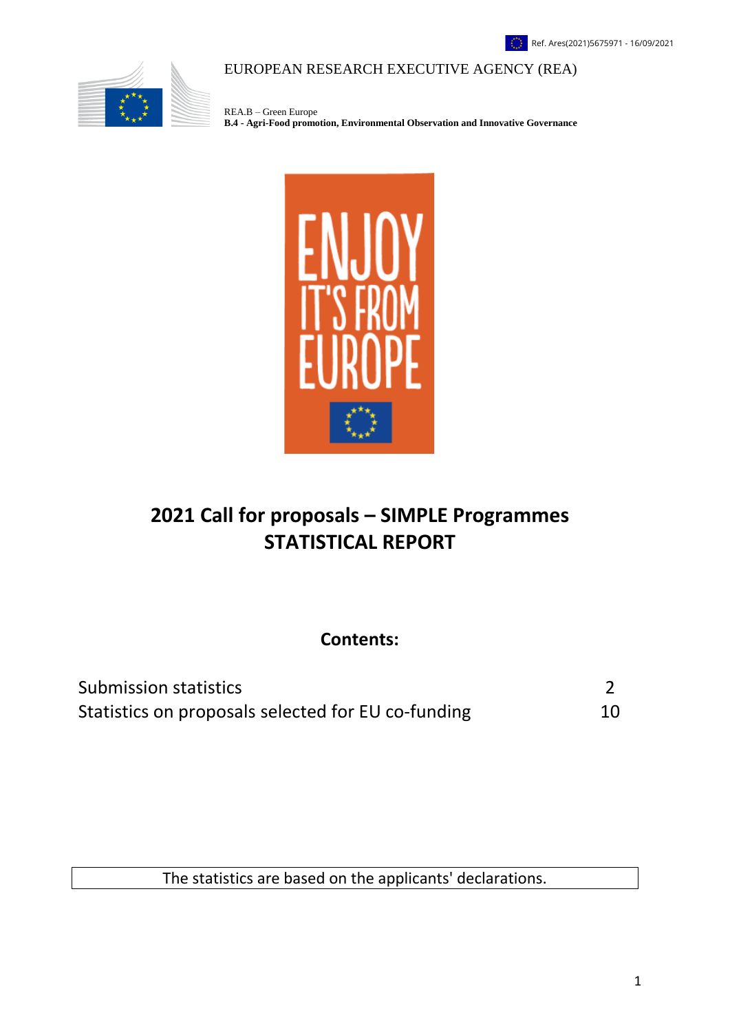Ref. Ares(2021)5675971 - 16/09/2021

EUROPEAN RESEARCH EXECUTIVE AGENCY (REA)

REA.B – Green Europe
**B.4 - Agri-Food promotion, Environmental Observation and Innovative Governance**

# 2021 Call for proposals – SIMPLE Programmes
# STATISTICAL REPORT

## Contents:

| | |
|---|---|
| Submission statistics | 2 |
| Statistics on proposals selected for EU co-funding | 10 |

The statistics are based on the applicants' declarations.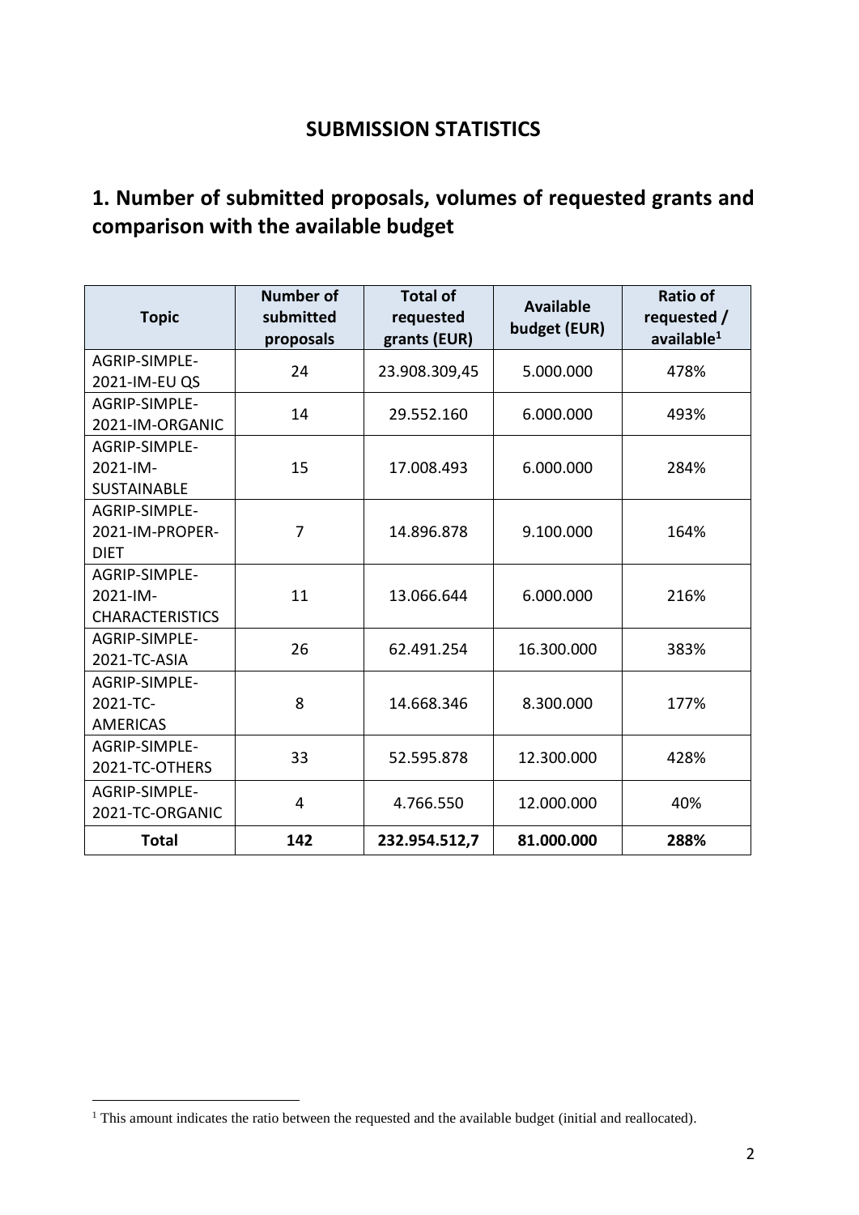## SUBMISSION STATISTICS

# 1. Number of submitted proposals, volumes of requested grants and comparison with the available budget

| Topic | Number of submitted proposals | Total of requested grants (EUR) | Available budget (EUR) | Ratio of requested / available[1] |
|---|---|---|---|---|
| AGRIP-SIMPLE-2021-IM-EU QS | 24 | 23.908.309,45 | 5.000.000 | 478% |
| AGRIP-SIMPLE-2021-IM-ORGANIC | 14 | 29.552.160 | 6.000.000 | 493% |
| AGRIP-SIMPLE-2021-IM-SUSTAINABLE | 15 | 17.008.493 | 6.000.000 | 284% |
| AGRIP-SIMPLE-2021-IM-PROPER-DIET | 7 | 14.896.878 | 9.100.000 | 164% |
| AGRIP-SIMPLE-2021-IM-CHARACTERISTICS | 11 | 13.066.644 | 6.000.000 | 216% |
| AGRIP-SIMPLE-2021-TC-ASIA | 26 | 62.491.254 | 16.300.000 | 383% |
| AGRIP-SIMPLE-2021-TC-AMERICAS | 8 | 14.668.346 | 8.300.000 | 177% |
| AGRIP-SIMPLE-2021-TC-OTHERS | 33 | 52.595.878 | 12.300.000 | 428% |
| AGRIP-SIMPLE-2021-TC-ORGANIC | 4 | 4.766.550 | 12.000.000 | 40% |
| **Total** | **142** | **232.954.512,7** | **81.000.000** | **288%** |

[1] This amount indicates the ratio between the requested and the available budget (initial and reallocated).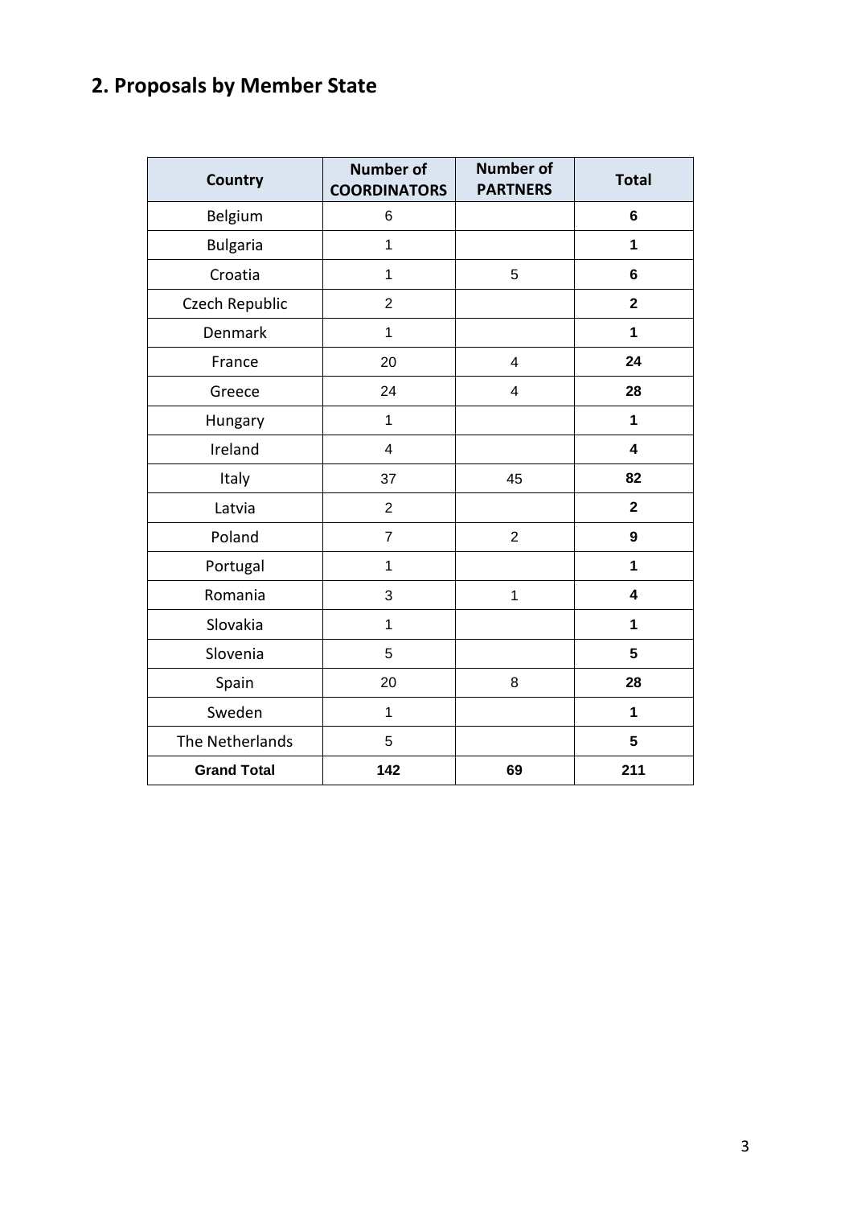## 2. Proposals by Member State

| Country | Number of COORDINATORS | Number of PARTNERS | Total |
|---|---|---|---|
| Belgium | 6 | | **6** |
| Bulgaria | 1 | | **1** |
| Croatia | 1 | 5 | **6** |
| Czech Republic | 2 | | **2** |
| Denmark | 1 | | **1** |
| France | 20 | 4 | **24** |
| Greece | 24 | 4 | **28** |
| Hungary | 1 | | **1** |
| Ireland | 4 | | **4** |
| Italy | 37 | 45 | **82** |
| Latvia | 2 | | **2** |
| Poland | 7 | 2 | **9** |
| Portugal | 1 | | **1** |
| Romania | 3 | 1 | **4** |
| Slovakia | 1 | | **1** |
| Slovenia | 5 | | **5** |
| Spain | 20 | 8 | **28** |
| Sweden | 1 | | **1** |
| The Netherlands | 5 | | **5** |
| **Grand Total** | **142** | **69** | **211** |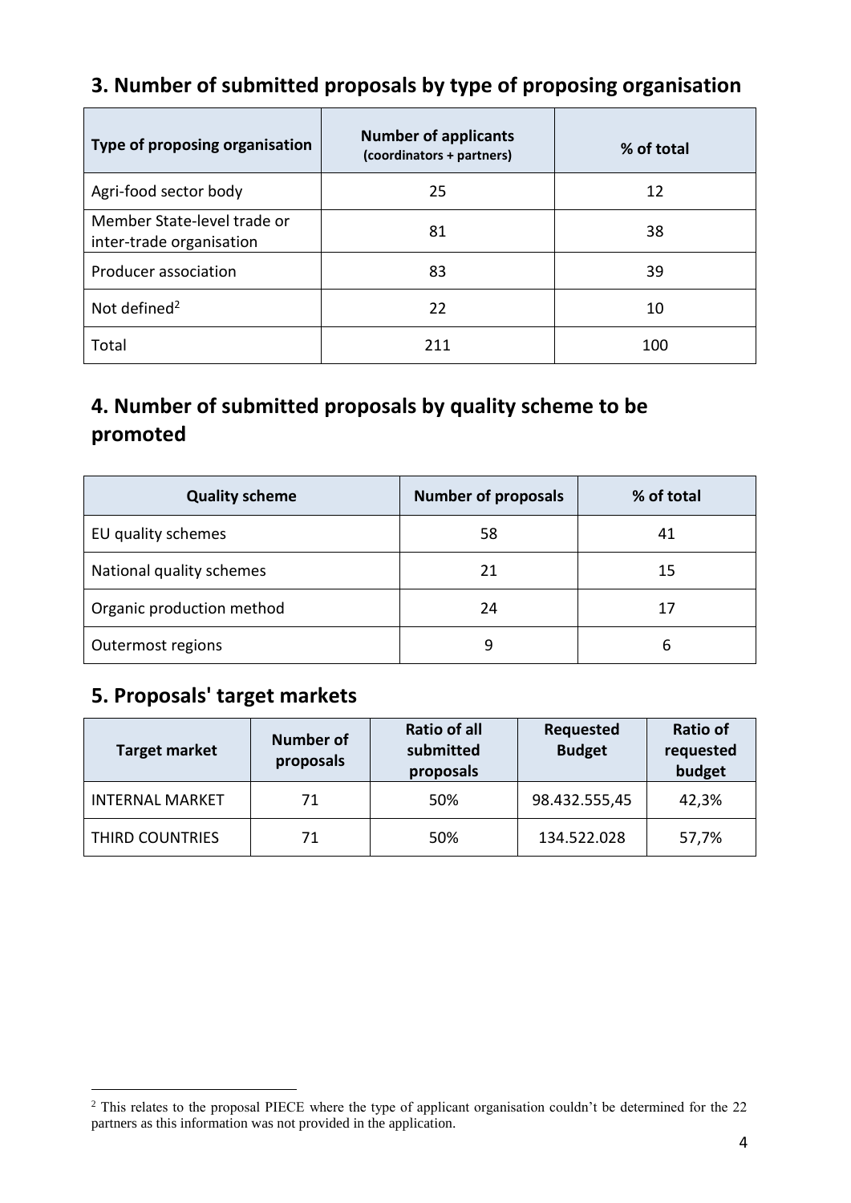## 3. Number of submitted proposals by type of proposing organisation

| Type of proposing organisation | Number of applicants (coordinators + partners) | % of total |
|---|---|---|
| Agri-food sector body | 25 | 12 |
| Member State-level trade or inter-trade organisation | 81 | 38 |
| Producer association | 83 | 39 |
| Not defined[2] | 22 | 10 |
| Total | 211 | 100 |

## 4. Number of submitted proposals by quality scheme to be promoted

| Quality scheme | Number of proposals | % of total |
|---|---|---|
| EU quality schemes | 58 | 41 |
| National quality schemes | 21 | 15 |
| Organic production method | 24 | 17 |
| Outermost regions | 9 | 6 |

## 5. Proposals' target markets

| Target market | Number of proposals | Ratio of all submitted proposals | Requested Budget | Ratio of requested budget |
|---|---|---|---|---|
| INTERNAL MARKET | 71 | 50% | 98.432.555,45 | 42,3% |
| THIRD COUNTRIES | 71 | 50% | 134.522.028 | 57,7% |

[2] This relates to the proposal PIECE where the type of applicant organisation couldn't be determined for the 22 partners as this information was not provided in the application.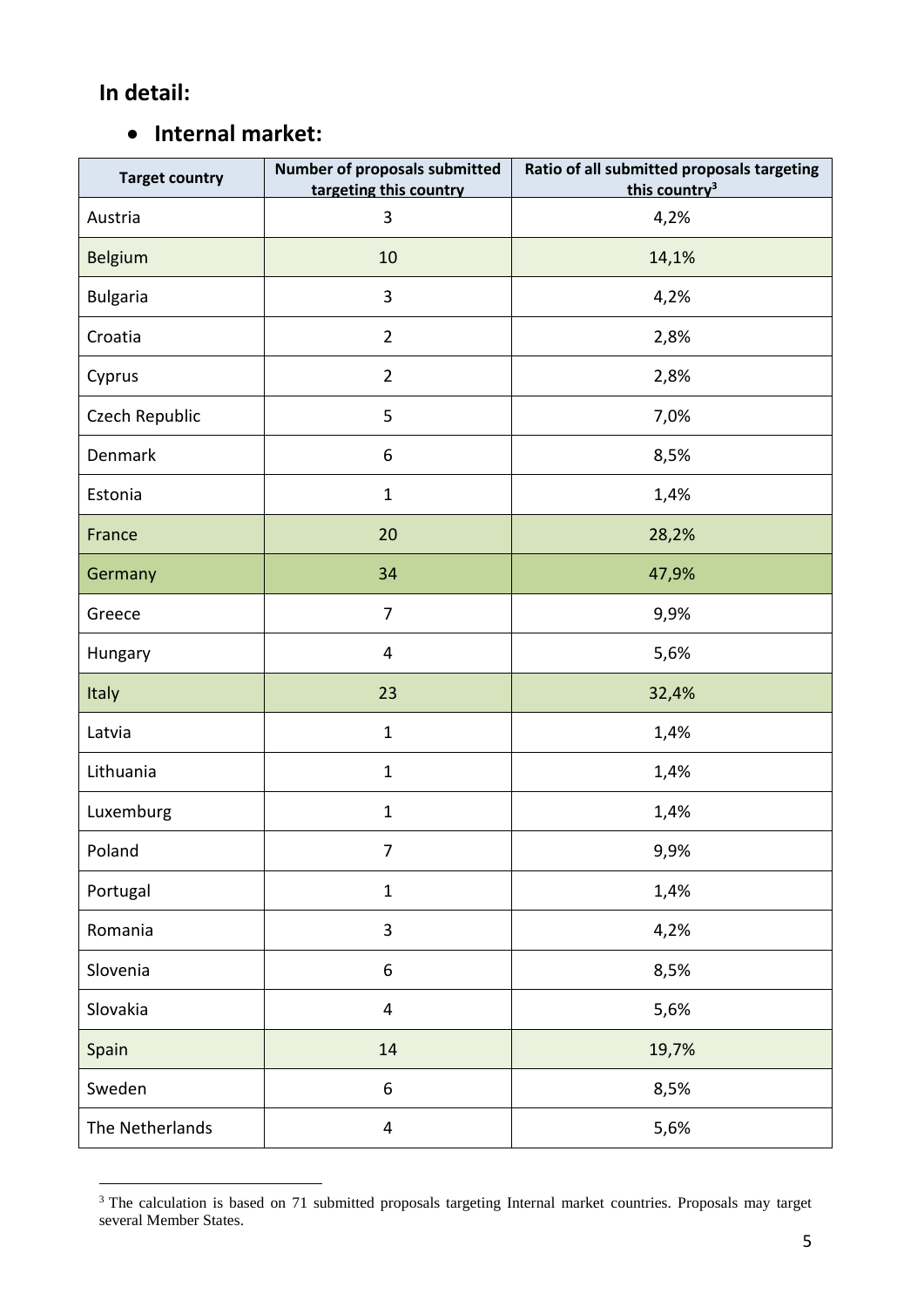## In detail:

- **Internal market:**

| Target country | Number of proposals submitted targeting this country | Ratio of all submitted proposals targeting this country[3] |
|---|---|---|
| Austria | 3 | 4,2% |
| Belgium | 10 | 14,1% |
| Bulgaria | 3 | 4,2% |
| Croatia | 2 | 2,8% |
| Cyprus | 2 | 2,8% |
| Czech Republic | 5 | 7,0% |
| Denmark | 6 | 8,5% |
| Estonia | 1 | 1,4% |
| France | 20 | 28,2% |
| Germany | 34 | 47,9% |
| Greece | 7 | 9,9% |
| Hungary | 4 | 5,6% |
| Italy | 23 | 32,4% |
| Latvia | 1 | 1,4% |
| Lithuania | 1 | 1,4% |
| Luxemburg | 1 | 1,4% |
| Poland | 7 | 9,9% |
| Portugal | 1 | 1,4% |
| Romania | 3 | 4,2% |
| Slovenia | 6 | 8,5% |
| Slovakia | 4 | 5,6% |
| Spain | 14 | 19,7% |
| Sweden | 6 | 8,5% |
| The Netherlands | 4 | 5,6% |

[3] The calculation is based on 71 submitted proposals targeting Internal market countries. Proposals may target several Member States.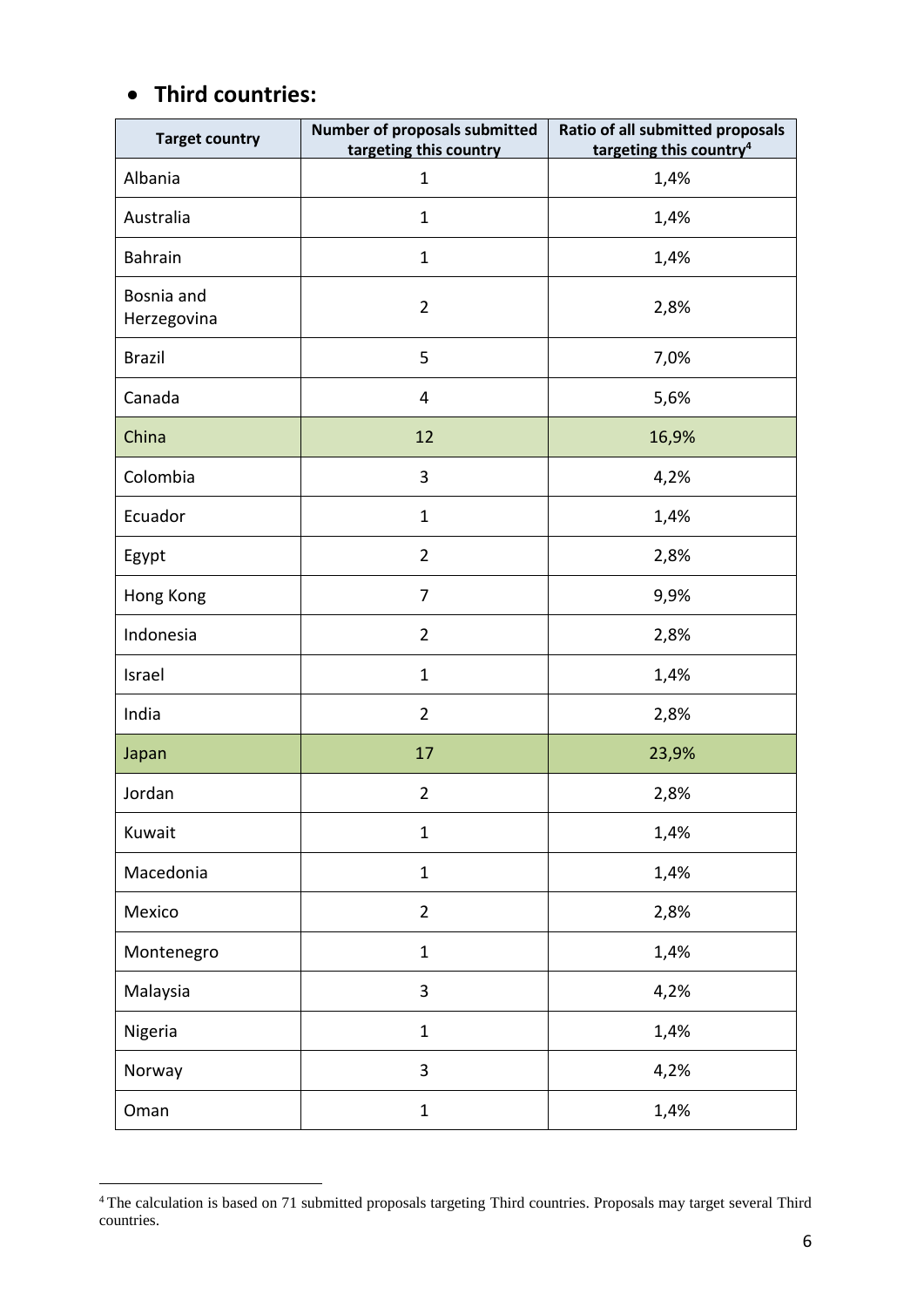- **Third countries:**

| Target country | Number of proposals submitted targeting this country | Ratio of all submitted proposals targeting this country[4] |
|---|---|---|
| Albania | 1 | 1,4% |
| Australia | 1 | 1,4% |
| Bahrain | 1 | 1,4% |
| Bosnia and Herzegovina | 2 | 2,8% |
| Brazil | 5 | 7,0% |
| Canada | 4 | 5,6% |
| China | 12 | 16,9% |
| Colombia | 3 | 4,2% |
| Ecuador | 1 | 1,4% |
| Egypt | 2 | 2,8% |
| Hong Kong | 7 | 9,9% |
| Indonesia | 2 | 2,8% |
| Israel | 1 | 1,4% |
| India | 2 | 2,8% |
| Japan | 17 | 23,9% |
| Jordan | 2 | 2,8% |
| Kuwait | 1 | 1,4% |
| Macedonia | 1 | 1,4% |
| Mexico | 2 | 2,8% |
| Montenegro | 1 | 1,4% |
| Malaysia | 3 | 4,2% |
| Nigeria | 1 | 1,4% |
| Norway | 3 | 4,2% |
| Oman | 1 | 1,4% |

[4] The calculation is based on 71 submitted proposals targeting Third countries. Proposals may target several Third countries.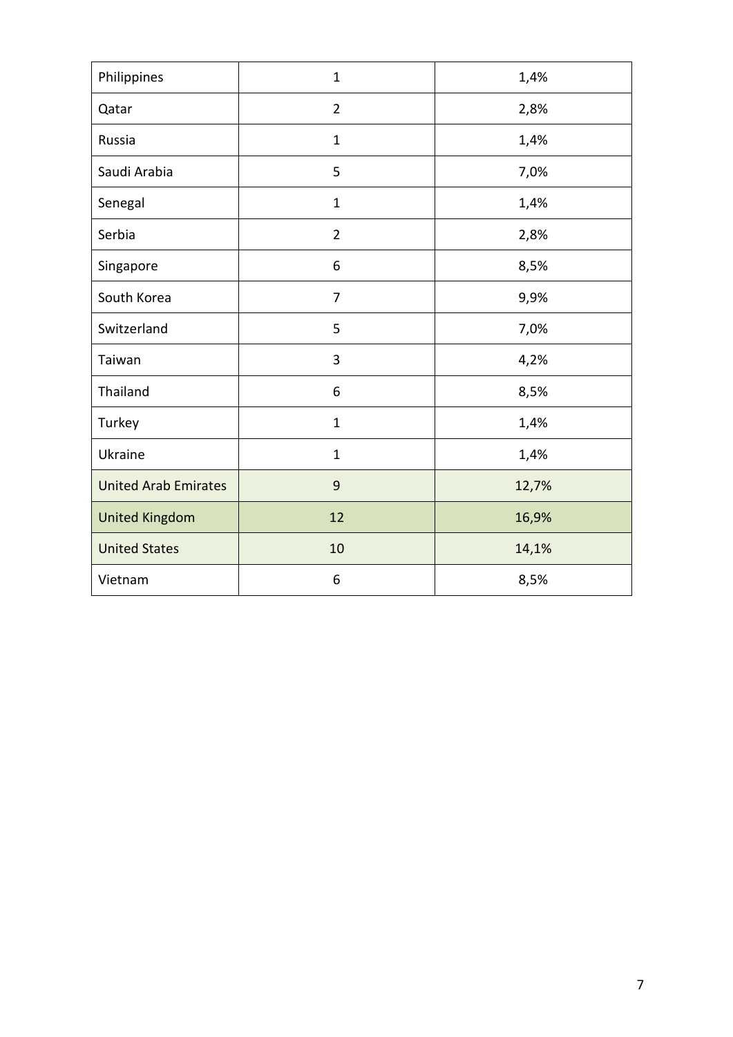| | | |
|---|---|---|
| Philippines | 1 | 1,4% |
| Qatar | 2 | 2,8% |
| Russia | 1 | 1,4% |
| Saudi Arabia | 5 | 7,0% |
| Senegal | 1 | 1,4% |
| Serbia | 2 | 2,8% |
| Singapore | 6 | 8,5% |
| South Korea | 7 | 9,9% |
| Switzerland | 5 | 7,0% |
| Taiwan | 3 | 4,2% |
| Thailand | 6 | 8,5% |
| Turkey | 1 | 1,4% |
| Ukraine | 1 | 1,4% |
| United Arab Emirates | 9 | 12,7% |
| United Kingdom | 12 | 16,9% |
| United States | 10 | 14,1% |
| Vietnam | 6 | 8,5% |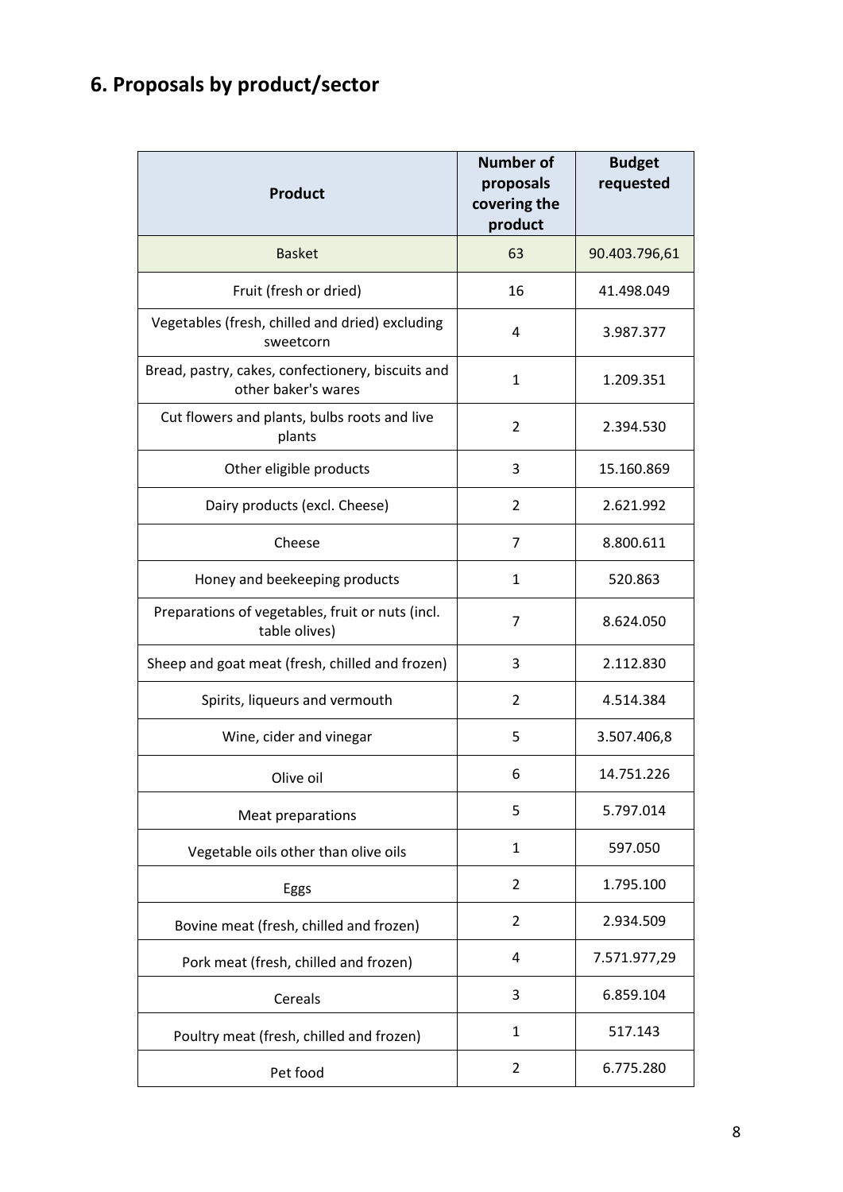## 6. Proposals by product/sector

| Product | Number of proposals covering the product | Budget requested |
| --- | --- | --- |
| Basket | 63 | 90.403.796,61 |
| Fruit (fresh or dried) | 16 | 41.498.049 |
| Vegetables (fresh, chilled and dried) excluding sweetcorn | 4 | 3.987.377 |
| Bread, pastry, cakes, confectionery, biscuits and other baker's wares | 1 | 1.209.351 |
| Cut flowers and plants, bulbs roots and live plants | 2 | 2.394.530 |
| Other eligible products | 3 | 15.160.869 |
| Dairy products (excl. Cheese) | 2 | 2.621.992 |
| Cheese | 7 | 8.800.611 |
| Honey and beekeeping products | 1 | 520.863 |
| Preparations of vegetables, fruit or nuts (incl. table olives) | 7 | 8.624.050 |
| Sheep and goat meat (fresh, chilled and frozen) | 3 | 2.112.830 |
| Spirits, liqueurs and vermouth | 2 | 4.514.384 |
| Wine, cider and vinegar | 5 | 3.507.406,8 |
| Olive oil | 6 | 14.751.226 |
| Meat preparations | 5 | 5.797.014 |
| Vegetable oils other than olive oils | 1 | 597.050 |
| Eggs | 2 | 1.795.100 |
| Bovine meat (fresh, chilled and frozen) | 2 | 2.934.509 |
| Pork meat (fresh, chilled and frozen) | 4 | 7.571.977,29 |
| Cereals | 3 | 6.859.104 |
| Poultry meat (fresh, chilled and frozen) | 1 | 517.143 |
| Pet food | 2 | 6.775.280 |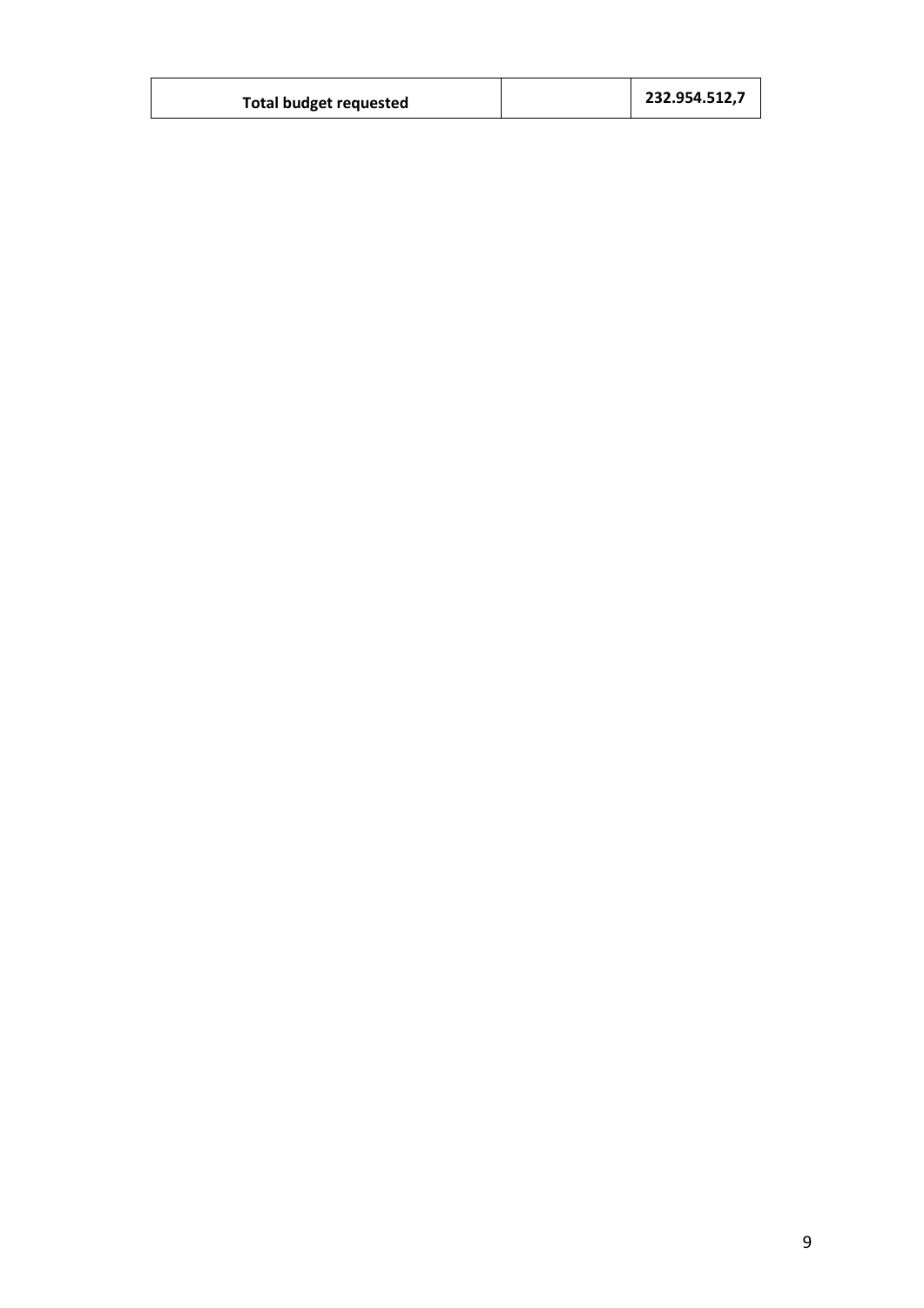| | | |
|---|---|---|
| **Total budget requested** | | **232.954.512,7** |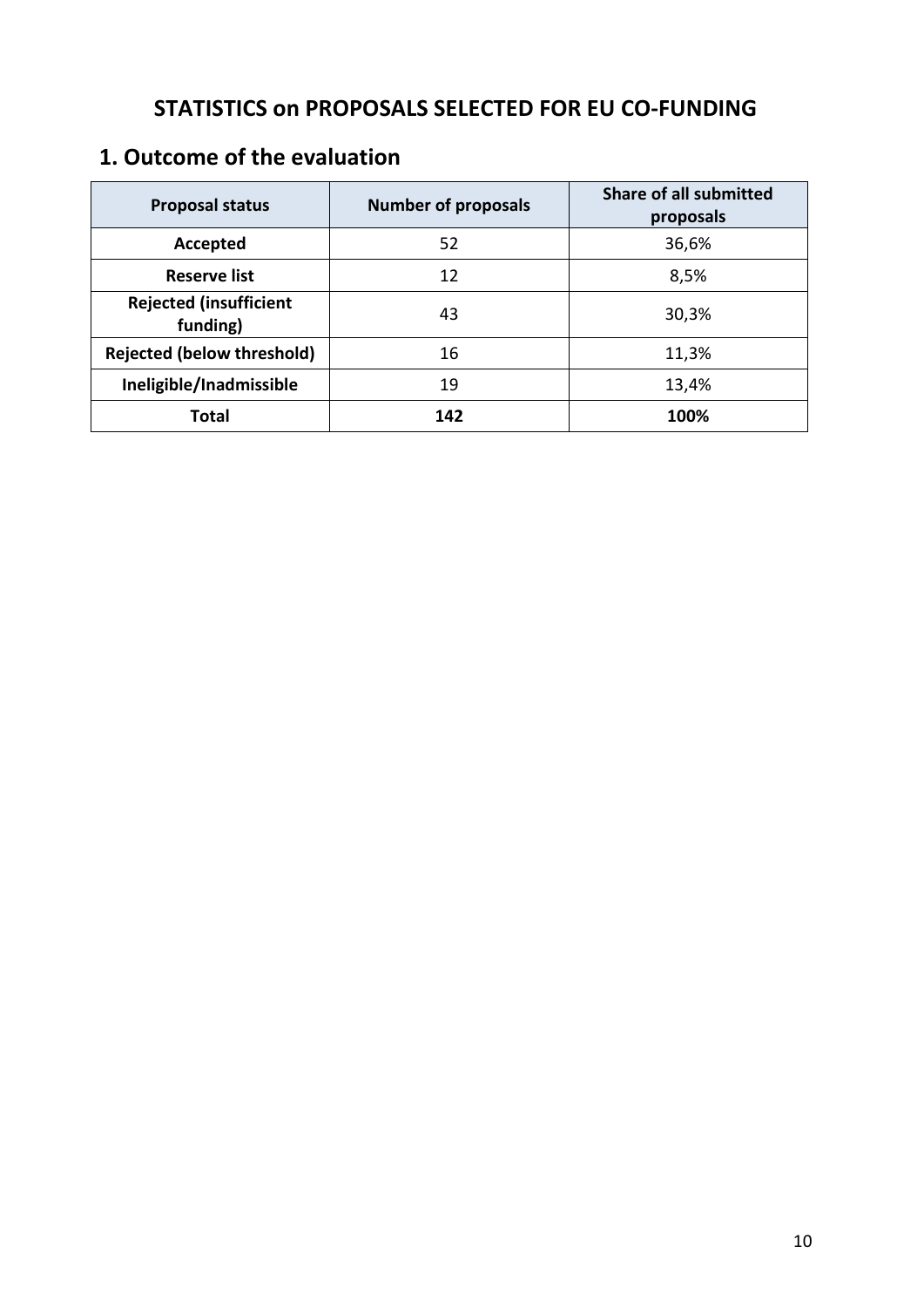# STATISTICS on PROPOSALS SELECTED FOR EU CO-FUNDING

## 1. Outcome of the evaluation

| Proposal status | Number of proposals | Share of all submitted proposals |
|---|---|---|
| **Accepted** | 52 | 36,6% |
| **Reserve list** | 12 | 8,5% |
| **Rejected (insufficient funding)** | 43 | 30,3% |
| **Rejected (below threshold)** | 16 | 11,3% |
| **Ineligible/Inadmissible** | 19 | 13,4% |
| **Total** | **142** | **100%** |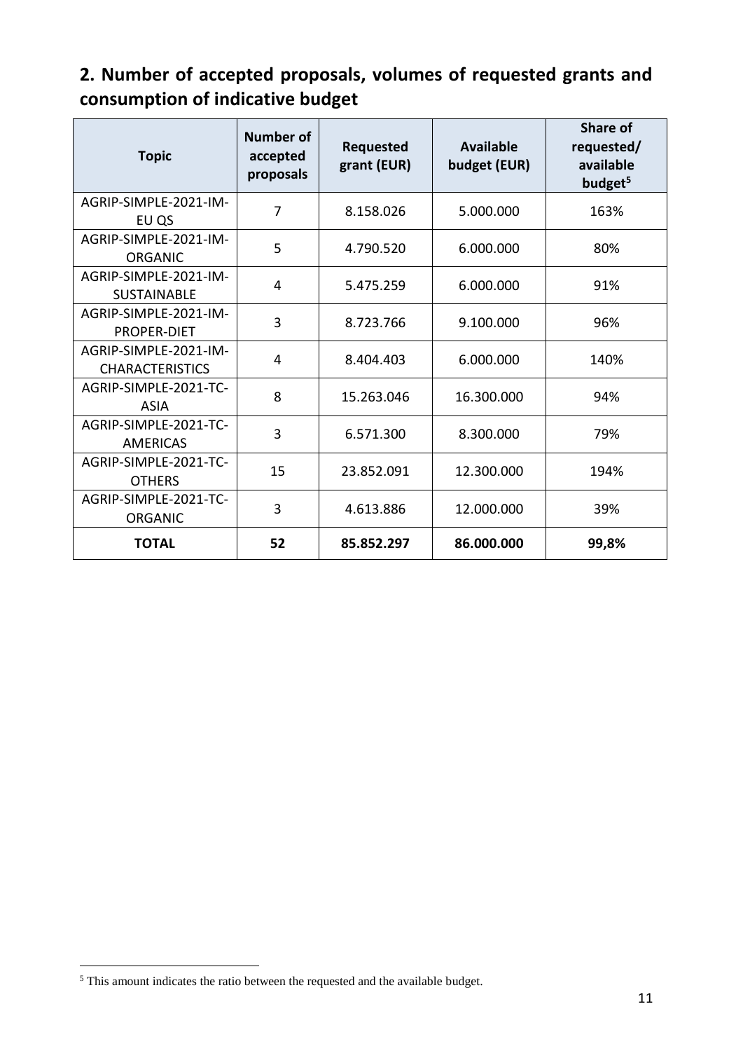## 2. Number of accepted proposals, volumes of requested grants and consumption of indicative budget

| Topic | Number of accepted proposals | Requested grant (EUR) | Available budget (EUR) | Share of requested/ available budget[5] |
|---|---|---|---|---|
| AGRIP-SIMPLE-2021-IM-EU QS | 7 | 8.158.026 | 5.000.000 | 163% |
| AGRIP-SIMPLE-2021-IM-ORGANIC | 5 | 4.790.520 | 6.000.000 | 80% |
| AGRIP-SIMPLE-2021-IM-SUSTAINABLE | 4 | 5.475.259 | 6.000.000 | 91% |
| AGRIP-SIMPLE-2021-IM-PROPER-DIET | 3 | 8.723.766 | 9.100.000 | 96% |
| AGRIP-SIMPLE-2021-IM-CHARACTERISTICS | 4 | 8.404.403 | 6.000.000 | 140% |
| AGRIP-SIMPLE-2021-TC-ASIA | 8 | 15.263.046 | 16.300.000 | 94% |
| AGRIP-SIMPLE-2021-TC-AMERICAS | 3 | 6.571.300 | 8.300.000 | 79% |
| AGRIP-SIMPLE-2021-TC-OTHERS | 15 | 23.852.091 | 12.300.000 | 194% |
| AGRIP-SIMPLE-2021-TC-ORGANIC | 3 | 4.613.886 | 12.000.000 | 39% |
| **TOTAL** | **52** | **85.852.297** | **86.000.000** | **99,8%** |

[5] This amount indicates the ratio between the requested and the available budget.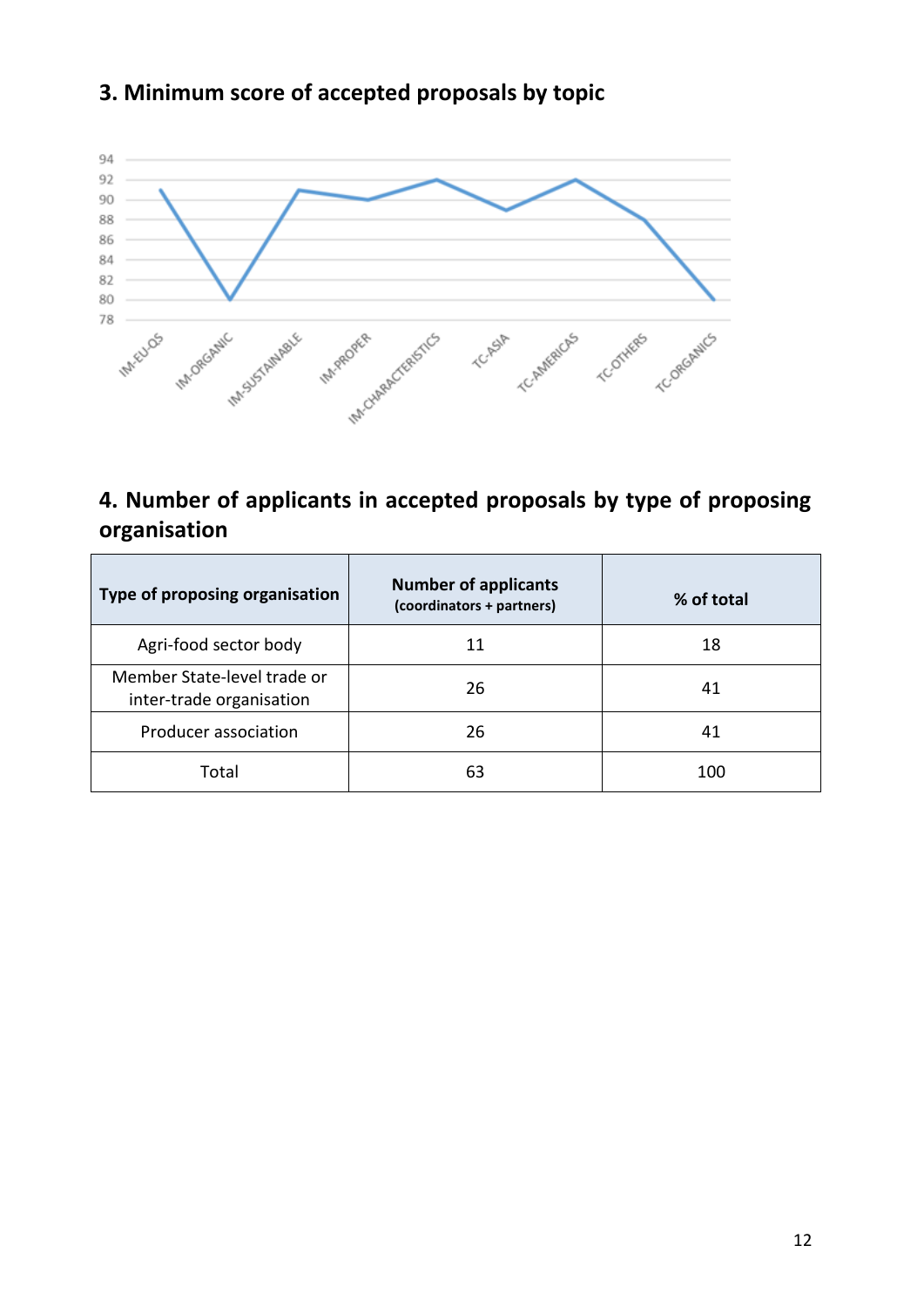## 3. Minimum score of accepted proposals by topic

## 4. Number of applicants in accepted proposals by type of proposing organisation

| Type of proposing organisation | Number of applicants (coordinators + partners) | % of total |
|---|---|---|
| Agri-food sector body | 11 | 18 |
| Member State-level trade or inter-trade organisation | 26 | 41 |
| Producer association | 26 | 41 |
| Total | 63 | 100 |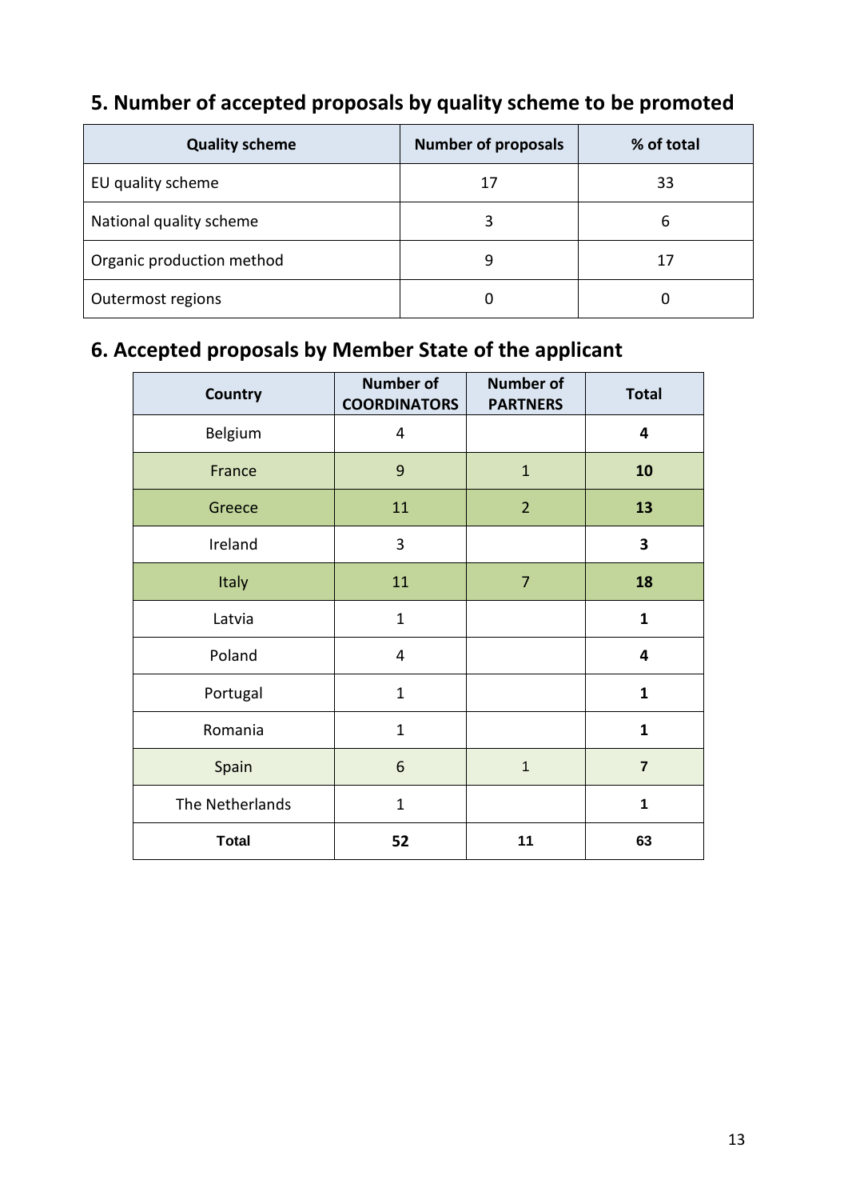## 5. Number of accepted proposals by quality scheme to be promoted

| Quality scheme | Number of proposals | % of total |
|---|---|---|
| EU quality scheme | 17 | 33 |
| National quality scheme | 3 | 6 |
| Organic production method | 9 | 17 |
| Outermost regions | 0 | 0 |

## 6. Accepted proposals by Member State of the applicant

| Country | Number of COORDINATORS | Number of PARTNERS | Total |
|---|---|---|---|
| Belgium | 4 | | **4** |
| France | 9 | 1 | **10** |
| Greece | 11 | 2 | **13** |
| Ireland | 3 | | **3** |
| Italy | 11 | 7 | **18** |
| Latvia | 1 | | **1** |
| Poland | 4 | | **4** |
| Portugal | 1 | | **1** |
| Romania | 1 | | **1** |
| Spain | 6 | 1 | **7** |
| The Netherlands | 1 | | **1** |
| **Total** | **52** | **11** | **63** |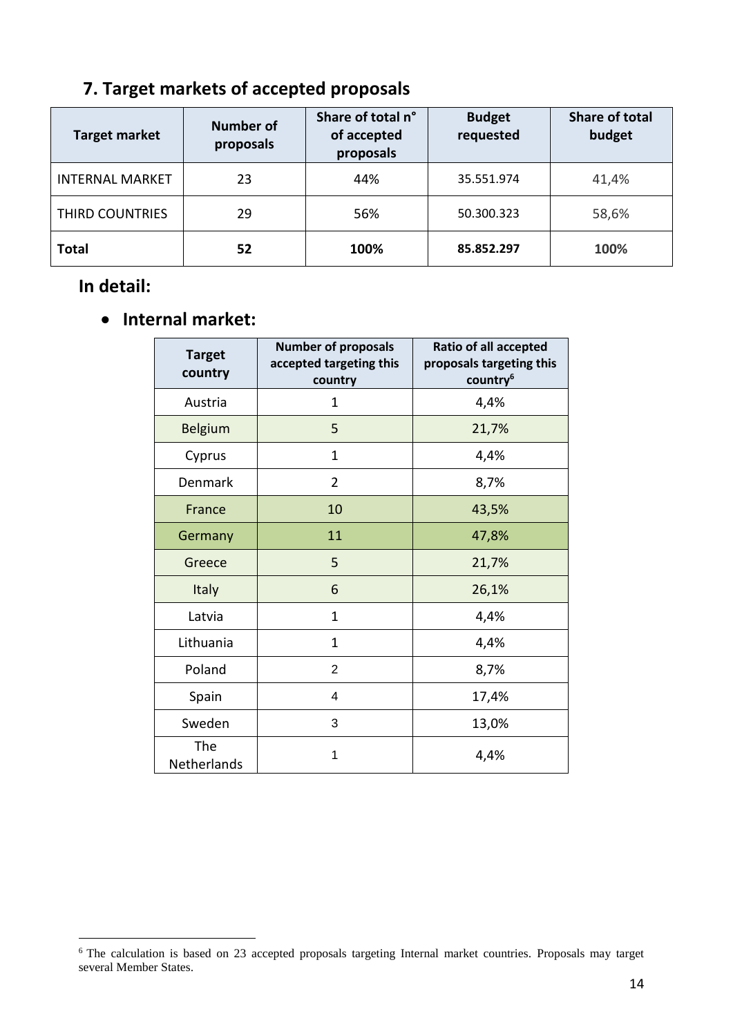## 7. Target markets of accepted proposals

| Target market | Number of proposals | Share of total n° of accepted proposals | Budget requested | Share of total budget |
|---|---|---|---|---|
| INTERNAL MARKET | 23 | 44% | 35.551.974 | 41,4% |
| THIRD COUNTRIES | 29 | 56% | 50.300.323 | 58,6% |
| **Total** | **52** | **100%** | **85.852.297** | **100%** |

### In detail:

- **Internal market:**

| Target country | Number of proposals accepted targeting this country | Ratio of all accepted proposals targeting this country[6] |
|---|---|---|
| Austria | 1 | 4,4% |
| Belgium | 5 | 21,7% |
| Cyprus | 1 | 4,4% |
| Denmark | 2 | 8,7% |
| France | 10 | 43,5% |
| Germany | 11 | 47,8% |
| Greece | 5 | 21,7% |
| Italy | 6 | 26,1% |
| Latvia | 1 | 4,4% |
| Lithuania | 1 | 4,4% |
| Poland | 2 | 8,7% |
| Spain | 4 | 17,4% |
| Sweden | 3 | 13,0% |
| The Netherlands | 1 | 4,4% |

[6] The calculation is based on 23 accepted proposals targeting Internal market countries. Proposals may target several Member States.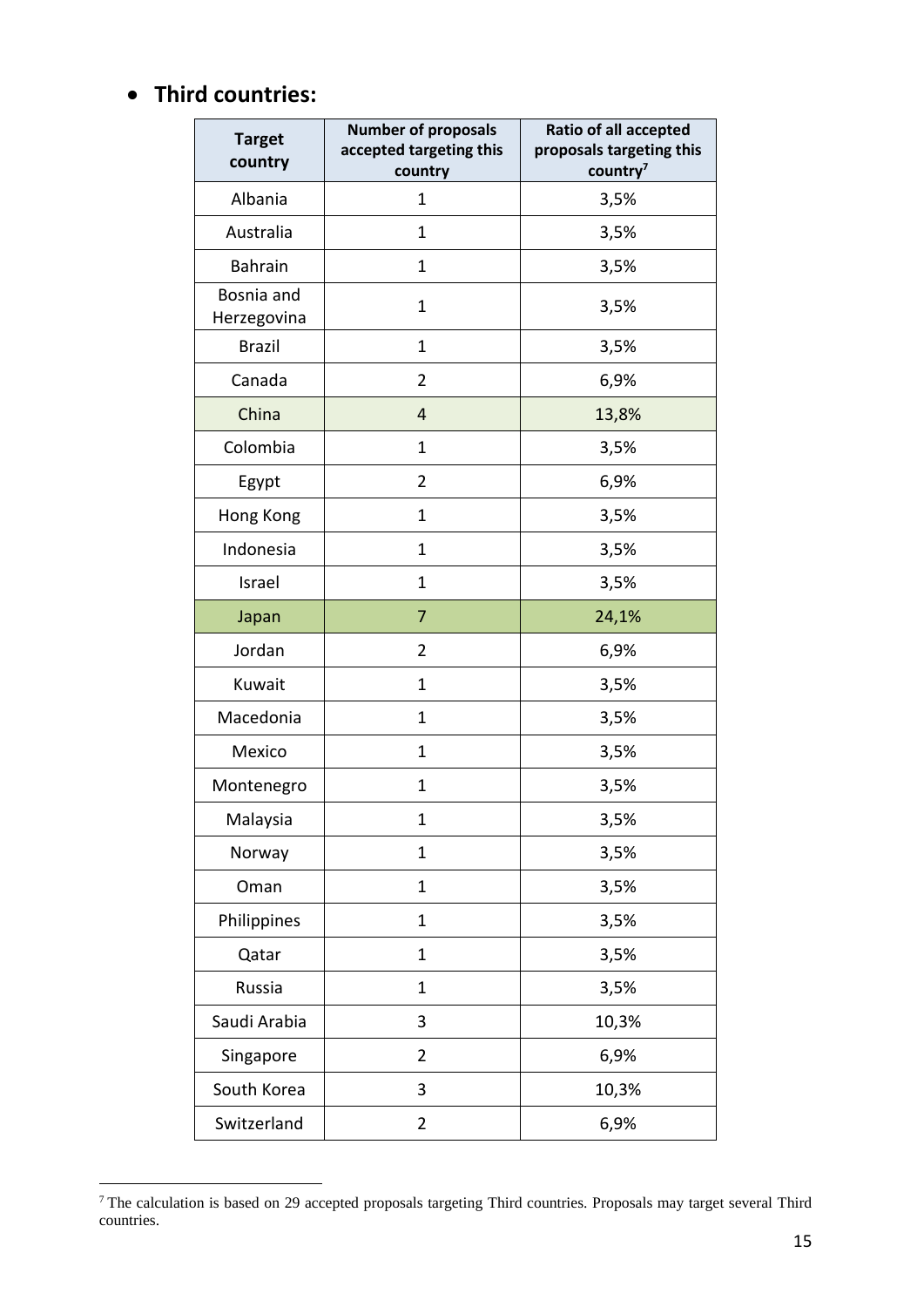- **Third countries:**

| Target country | Number of proposals accepted targeting this country | Ratio of all accepted proposals targeting this country[7] |
|---|---|---|
| Albania | 1 | 3,5% |
| Australia | 1 | 3,5% |
| Bahrain | 1 | 3,5% |
| Bosnia and Herzegovina | 1 | 3,5% |
| Brazil | 1 | 3,5% |
| Canada | 2 | 6,9% |
| China | 4 | 13,8% |
| Colombia | 1 | 3,5% |
| Egypt | 2 | 6,9% |
| Hong Kong | 1 | 3,5% |
| Indonesia | 1 | 3,5% |
| Israel | 1 | 3,5% |
| Japan | 7 | 24,1% |
| Jordan | 2 | 6,9% |
| Kuwait | 1 | 3,5% |
| Macedonia | 1 | 3,5% |
| Mexico | 1 | 3,5% |
| Montenegro | 1 | 3,5% |
| Malaysia | 1 | 3,5% |
| Norway | 1 | 3,5% |
| Oman | 1 | 3,5% |
| Philippines | 1 | 3,5% |
| Qatar | 1 | 3,5% |
| Russia | 1 | 3,5% |
| Saudi Arabia | 3 | 10,3% |
| Singapore | 2 | 6,9% |
| South Korea | 3 | 10,3% |
| Switzerland | 2 | 6,9% |

[7] The calculation is based on 29 accepted proposals targeting Third countries. Proposals may target several Third countries.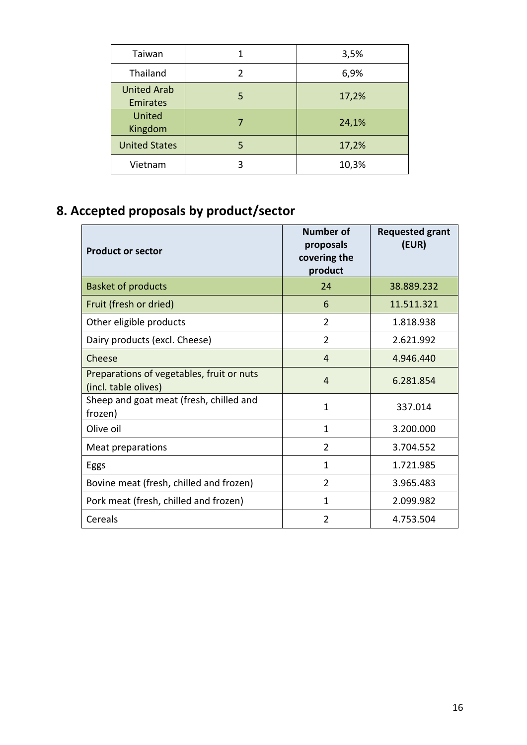| | | |
|---|---|---|
| Taiwan | 1 | 3,5% |
| Thailand | 2 | 6,9% |
| United Arab Emirates | 5 | 17,2% |
| United Kingdom | 7 | 24,1% |
| United States | 5 | 17,2% |
| Vietnam | 3 | 10,3% |

## 8. Accepted proposals by product/sector

| Product or sector | Number of proposals covering the product | Requested grant (EUR) |
|---|---|---|
| Basket of products | 24 | 38.889.232 |
| Fruit (fresh or dried) | 6 | 11.511.321 |
| Other eligible products | 2 | 1.818.938 |
| Dairy products (excl. Cheese) | 2 | 2.621.992 |
| Cheese | 4 | 4.946.440 |
| Preparations of vegetables, fruit or nuts (incl. table olives) | 4 | 6.281.854 |
| Sheep and goat meat (fresh, chilled and frozen) | 1 | 337.014 |
| Olive oil | 1 | 3.200.000 |
| Meat preparations | 2 | 3.704.552 |
| Eggs | 1 | 1.721.985 |
| Bovine meat (fresh, chilled and frozen) | 2 | 3.965.483 |
| Pork meat (fresh, chilled and frozen) | 1 | 2.099.982 |
| Cereals | 2 | 4.753.504 |